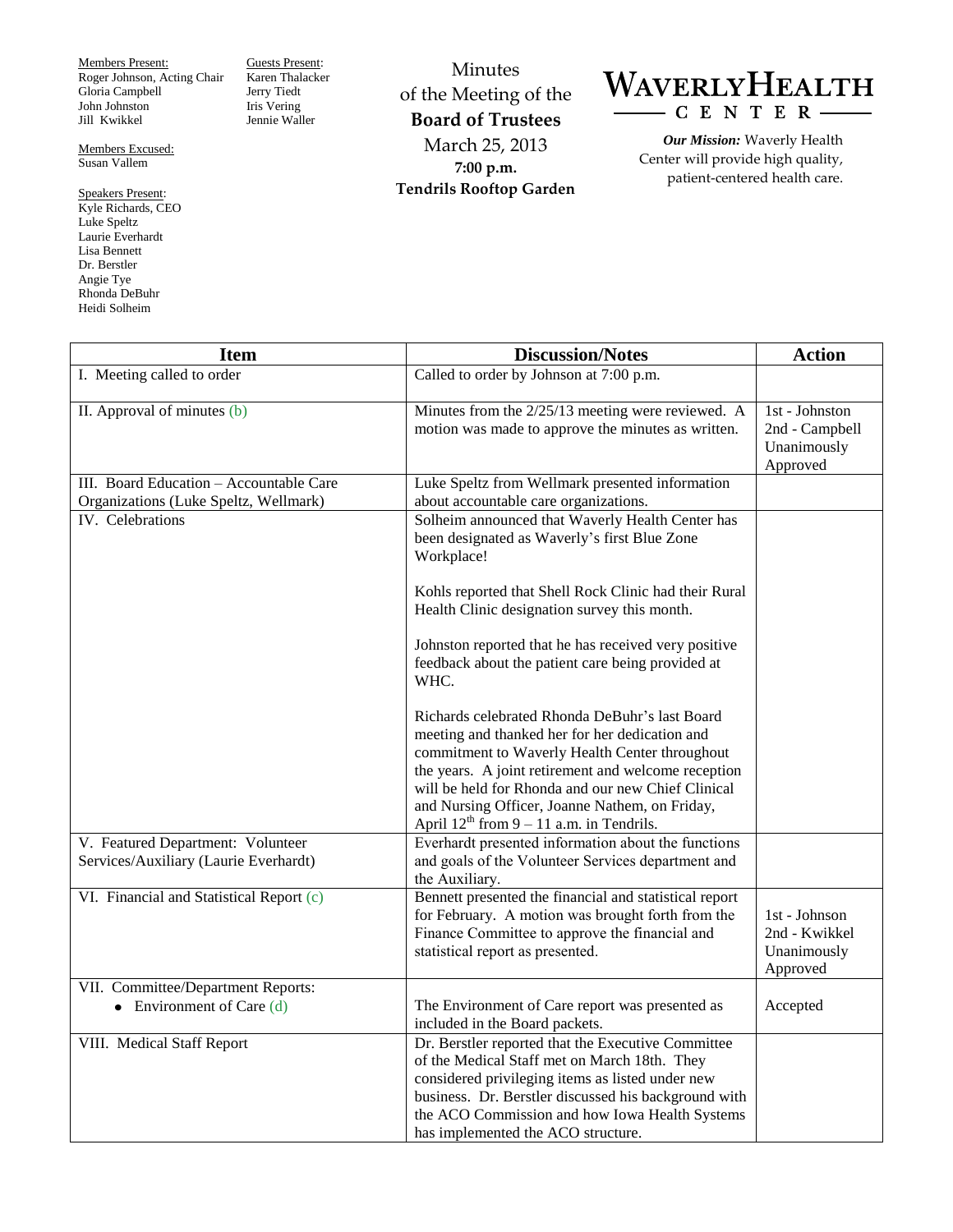Members Present:
Roger Johnson, Acting Chair
Gloria Campbell
John Johnston
Jill Kwikkel

Members Excused:
Susan Vallem

Speakers Present:
Kyle Richards, CEO
Luke Speltz
Laurie Everhardt
Lisa Bennett
Dr. Berstler
Angie Tye
Rhonda DeBuhr
Heidi Solheim

Guests Present:
Karen Thalacker
Jerry Tiedt
Iris Vering
Jennie Waller

# Minutes of the Meeting of the **Board of Trustees**

March 25, 2013
**7:00 p.m.**
**Tendrils Rooftop Garden**

**WAVERLY HEALTH CENTER**

***Our Mission:*** Waverly Health Center will provide high quality, patient-centered health care.

| Item | Discussion/Notes | Action |
|---|---|---|
| I. Meeting called to order | Called to order by Johnson at 7:00 p.m. | |
| II. Approval of minutes (b) | Minutes from the 2/25/13 meeting were reviewed. A motion was made to approve the minutes as written. | 1st - Johnston<br>2nd - Campbell<br>Unanimously Approved |
| III. Board Education – Accountable Care Organizations (Luke Speltz, Wellmark) | Luke Speltz from Wellmark presented information about accountable care organizations. | |
| IV. Celebrations | Solheim announced that Waverly Health Center has been designated as Waverly's first Blue Zone Workplace!<br><br>Kohls reported that Shell Rock Clinic had their Rural Health Clinic designation survey this month.<br><br>Johnston reported that he has received very positive feedback about the patient care being provided at WHC.<br><br>Richards celebrated Rhonda DeBuhr's last Board meeting and thanked her for her dedication and commitment to Waverly Health Center throughout the years. A joint retirement and welcome reception will be held for Rhonda and our new Chief Clinical and Nursing Officer, Joanne Nathem, on Friday, April 12th from 9 – 11 a.m. in Tendrils. | |
| V. Featured Department: Volunteer Services/Auxiliary (Laurie Everhardt) | Everhardt presented information about the functions and goals of the Volunteer Services department and the Auxiliary. | |
| VI. Financial and Statistical Report (c) | Bennett presented the financial and statistical report for February. A motion was brought forth from the Finance Committee to approve the financial and statistical report as presented. | 1st - Johnson<br>2nd - Kwikkel<br>Unanimously Approved |
| VII. Committee/Department Reports:<br>• Environment of Care (d) | The Environment of Care report was presented as included in the Board packets. | Accepted |
| VIII. Medical Staff Report | Dr. Berstler reported that the Executive Committee of the Medical Staff met on March 18th. They considered privileging items as listed under new business. Dr. Berstler discussed his background with the ACO Commission and how Iowa Health Systems has implemented the ACO structure. | |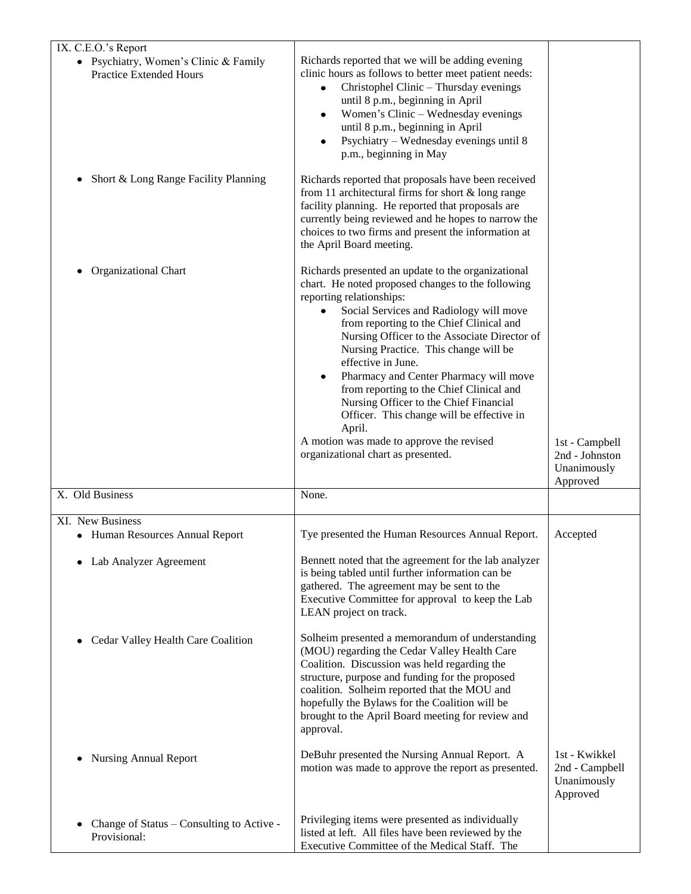| | | |
|---|---|---|
| IX. C.E.O.'s Report<br>• Psychiatry, Women's Clinic & Family Practice Extended Hours | Richards reported that we will be adding evening clinic hours as follows to better meet patient needs:<br>• Christophel Clinic – Thursday evenings until 8 p.m., beginning in April<br>• Women's Clinic – Wednesday evenings until 8 p.m., beginning in April<br>• Psychiatry – Wednesday evenings until 8 p.m., beginning in May | |
| • Short & Long Range Facility Planning | Richards reported that proposals have been received from 11 architectural firms for short & long range facility planning. He reported that proposals are currently being reviewed and he hopes to narrow the choices to two firms and present the information at the April Board meeting. | |
| • Organizational Chart | Richards presented an update to the organizational chart. He noted proposed changes to the following reporting relationships:<br>• Social Services and Radiology will move from reporting to the Chief Clinical and Nursing Officer to the Associate Director of Nursing Practice. This change will be effective in June.<br>• Pharmacy and Center Pharmacy will move from reporting to the Chief Clinical and Nursing Officer to the Chief Financial Officer. This change will be effective in April.<br>A motion was made to approve the revised organizational chart as presented. | 1st - Campbell<br>2nd - Johnston<br>Unanimously Approved |
| X. Old Business | None. | |
| XI. New Business<br>• Human Resources Annual Report | Tye presented the Human Resources Annual Report. | Accepted |
| • Lab Analyzer Agreement | Bennett noted that the agreement for the lab analyzer is being tabled until further information can be gathered. The agreement may be sent to the Executive Committee for approval to keep the Lab LEAN project on track. | |
| • Cedar Valley Health Care Coalition | Solheim presented a memorandum of understanding (MOU) regarding the Cedar Valley Health Care Coalition. Discussion was held regarding the structure, purpose and funding for the proposed coalition. Solheim reported that the MOU and hopefully the Bylaws for the Coalition will be brought to the April Board meeting for review and approval. | |
| • Nursing Annual Report | DeBuhr presented the Nursing Annual Report. A motion was made to approve the report as presented. | 1st - Kwikkel<br>2nd - Campbell<br>Unanimously Approved |
| • Change of Status – Consulting to Active - Provisional: | Privileging items were presented as individually listed at left. All files have been reviewed by the Executive Committee of the Medical Staff. The | |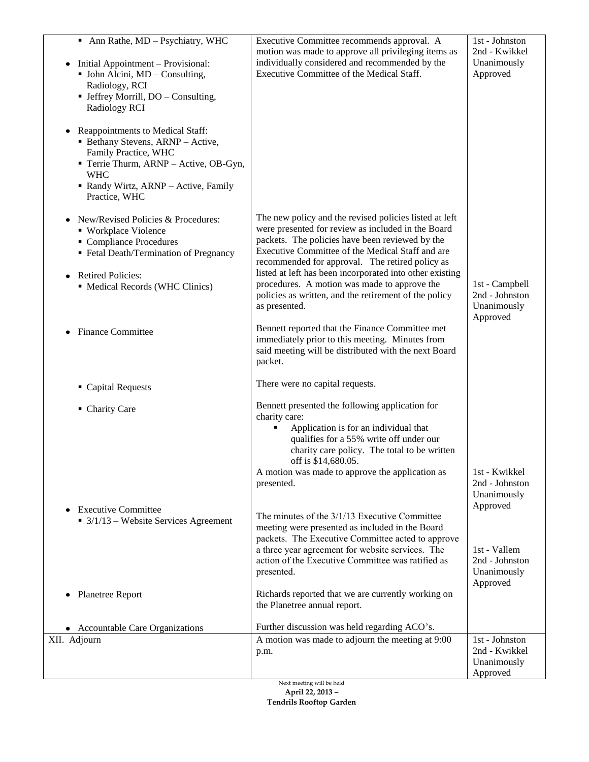| | | |
|---|---|---|
| ▪ Ann Rathe, MD – Psychiatry, WHC<br><br>• Initial Appointment – Provisional:<br>▪ John Alcini, MD – Consulting, Radiology, RCI<br>▪ Jeffrey Morrill, DO – Consulting, Radiology RCI<br><br>• Reappointments to Medical Staff:<br>▪ Bethany Stevens, ARNP – Active, Family Practice, WHC<br>▪ Terrie Thurm, ARNP – Active, OB-Gyn, WHC<br>▪ Randy Wirtz, ARNP – Active, Family Practice, WHC | Executive Committee recommends approval. A motion was made to approve all privileging items as individually considered and recommended by the Executive Committee of the Medical Staff. | 1st - Johnston<br>2nd - Kwikkel<br>Unanimously Approved |
| • New/Revised Policies & Procedures:<br>▪ Workplace Violence<br>▪ Compliance Procedures<br>▪ Fetal Death/Termination of Pregnancy<br><br>• Retired Policies:<br>▪ Medical Records (WHC Clinics) | The new policy and the revised policies listed at left were presented for review as included in the Board packets. The policies have been reviewed by the Executive Committee of the Medical Staff and are recommended for approval. The retired policy as listed at left has been incorporated into other existing procedures. A motion was made to approve the policies as written, and the retirement of the policy as presented. | 1st - Campbell<br>2nd - Johnston<br>Unanimously Approved |
| • Finance Committee | Bennett reported that the Finance Committee met immediately prior to this meeting. Minutes from said meeting will be distributed with the next Board packet. | |
| ▪ Capital Requests | There were no capital requests. | |
| ▪ Charity Care | Bennett presented the following application for charity care:<br>▪ Application is for an individual that qualifies for a 55% write off under our charity care policy. The total to be written off is $14,680.05.<br>A motion was made to approve the application as presented. | 1st - Kwikkel<br>2nd - Johnston<br>Unanimously Approved |
| • Executive Committee<br>▪ 3/1/13 – Website Services Agreement | The minutes of the 3/1/13 Executive Committee meeting were presented as included in the Board packets. The Executive Committee acted to approve a three year agreement for website services. The action of the Executive Committee was ratified as presented. | 1st - Vallem<br>2nd - Johnston<br>Unanimously Approved |
| • Planetree Report | Richards reported that we are currently working on the Planetree annual report. | |
| • Accountable Care Organizations | Further discussion was held regarding ACO's. | |
| XII. Adjourn | A motion was made to adjourn the meeting at 9:00 p.m. | 1st - Johnston<br>2nd - Kwikkel<br>Unanimously Approved |

Next meeting will be held
**April 22, 2013 –**
**Tendrils Rooftop Garden**